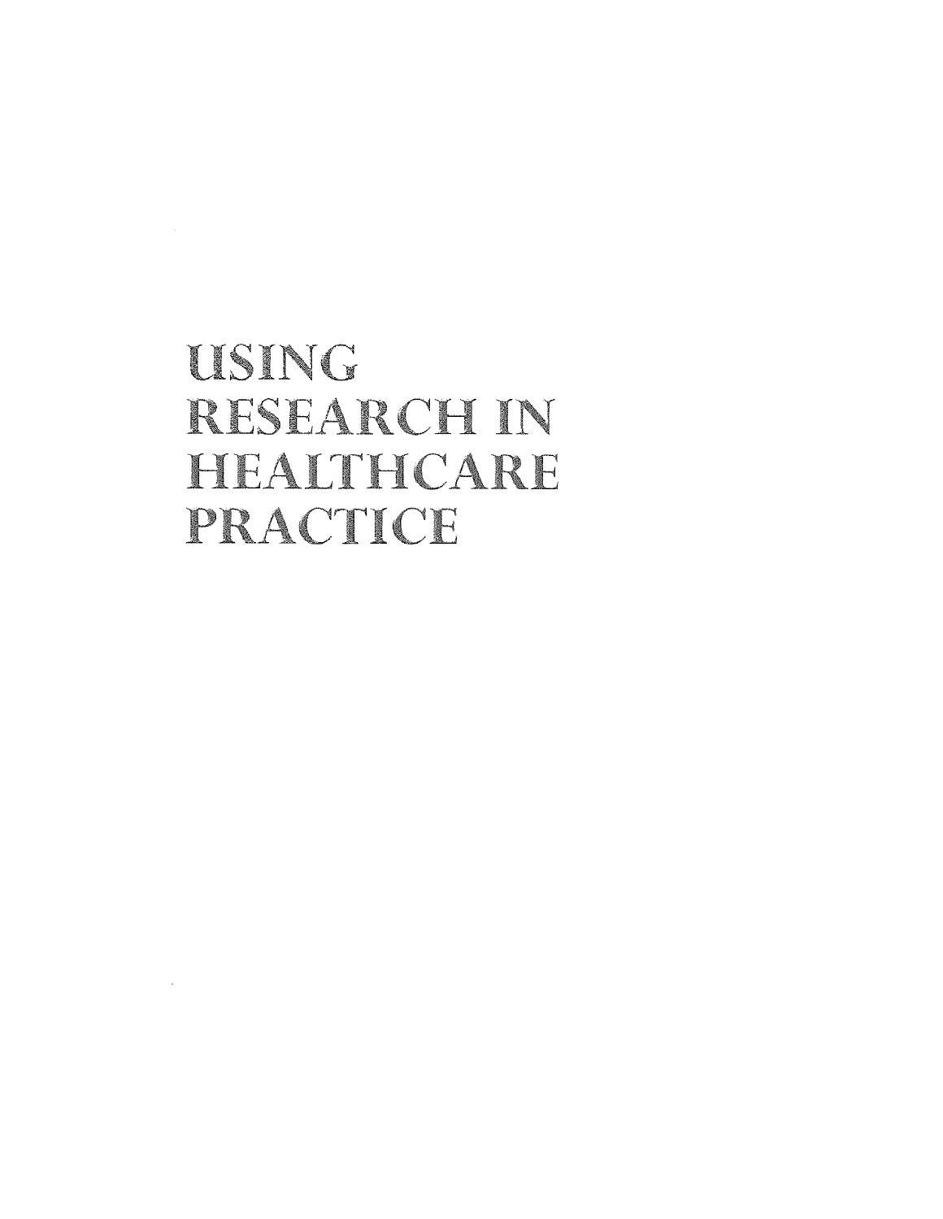# USING RESEARCH IN HEALTHCARE PRACTICE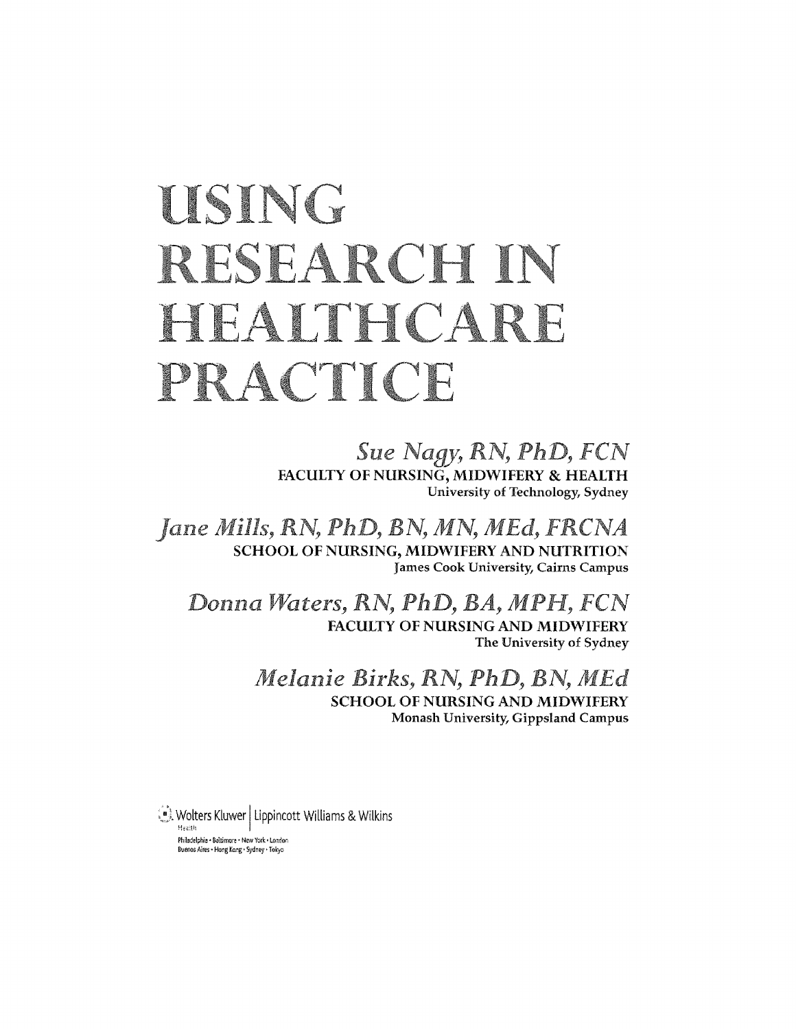# USING RESEARCH IN HEALTHCARE PRACTICE

*Sue Nagy, RN, PhD, FCN*
FACULTY OF NURSING, MIDWIFERY & HEALTH
University of Technology, Sydney

*Jane Mills, RN, PhD, BN, MN, MEd, FRCNA*
SCHOOL OF NURSING, MIDWIFERY AND NUTRITION
James Cook University, Cairns Campus

*Donna Waters, RN, PhD, BA, MPH, FCN*
FACULTY OF NURSING AND MIDWIFERY
The University of Sydney

*Melanie Birks, RN, PhD, BN, MEd*
SCHOOL OF NURSING AND MIDWIFERY
Monash University, Gippsland Campus

Wolters Kluwer | Lippincott Williams & Wilkins
Health
Philadelphia · Baltimore · New York · London
Buenos Aires · Hong Kong · Sydney · Tokyo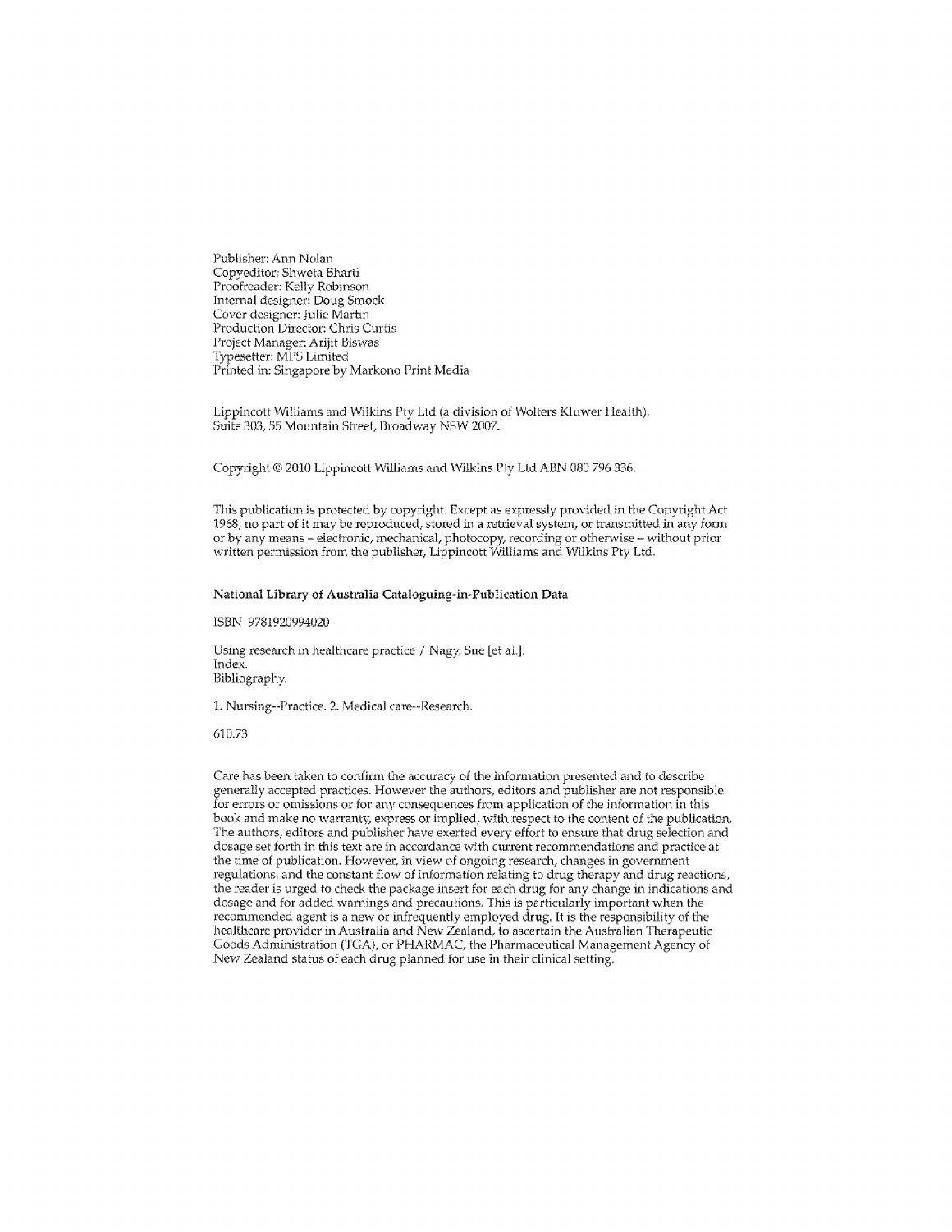Publisher: Ann Nolan
Copyeditor: Shweta Bharti
Proofreader: Kelly Robinson
Internal designer: Doug Smock
Cover designer: Julie Martin
Production Director: Chris Curtis
Project Manager: Arijit Biswas
Typesetter: MPS Limited
Printed in: Singapore by Markono Print Media

Lippincott Williams and Wilkins Pty Ltd (a division of Wolters Kluwer Health).
Suite 303, 55 Mountain Street, Broadway NSW 2007.

Copyright © 2010 Lippincott Williams and Wilkins Pty Ltd ABN 080 796 336.

This publication is protected by copyright. Except as expressly provided in the Copyright Act 1968, no part of it may be reproduced, stored in a retrieval system, or transmitted in any form or by any means – electronic, mechanical, photocopy, recording or otherwise – without prior written permission from the publisher, Lippincott Williams and Wilkins Pty Ltd.

**National Library of Australia Cataloguing-in-Publication Data**

ISBN 9781920994020

Using research in healthcare practice / Nagy, Sue [et al.].
Index.
Bibliography.

1. Nursing--Practice. 2. Medical care--Research.

610.73

Care has been taken to confirm the accuracy of the information presented and to describe generally accepted practices. However the authors, editors and publisher are not responsible for errors or omissions or for any consequences from application of the information in this book and make no warranty, express or implied, with respect to the content of the publication. The authors, editors and publisher have exerted every effort to ensure that drug selection and dosage set forth in this text are in accordance with current recommendations and practice at the time of publication. However, in view of ongoing research, changes in government regulations, and the constant flow of information relating to drug therapy and drug reactions, the reader is urged to check the package insert for each drug for any change in indications and dosage and for added warnings and precautions. This is particularly important when the recommended agent is a new or infrequently employed drug. It is the responsibility of the healthcare provider in Australia and New Zealand, to ascertain the Australian Therapeutic Goods Administration (TGA), or PHARMAC, the Pharmaceutical Management Agency of New Zealand status of each drug planned for use in their clinical setting.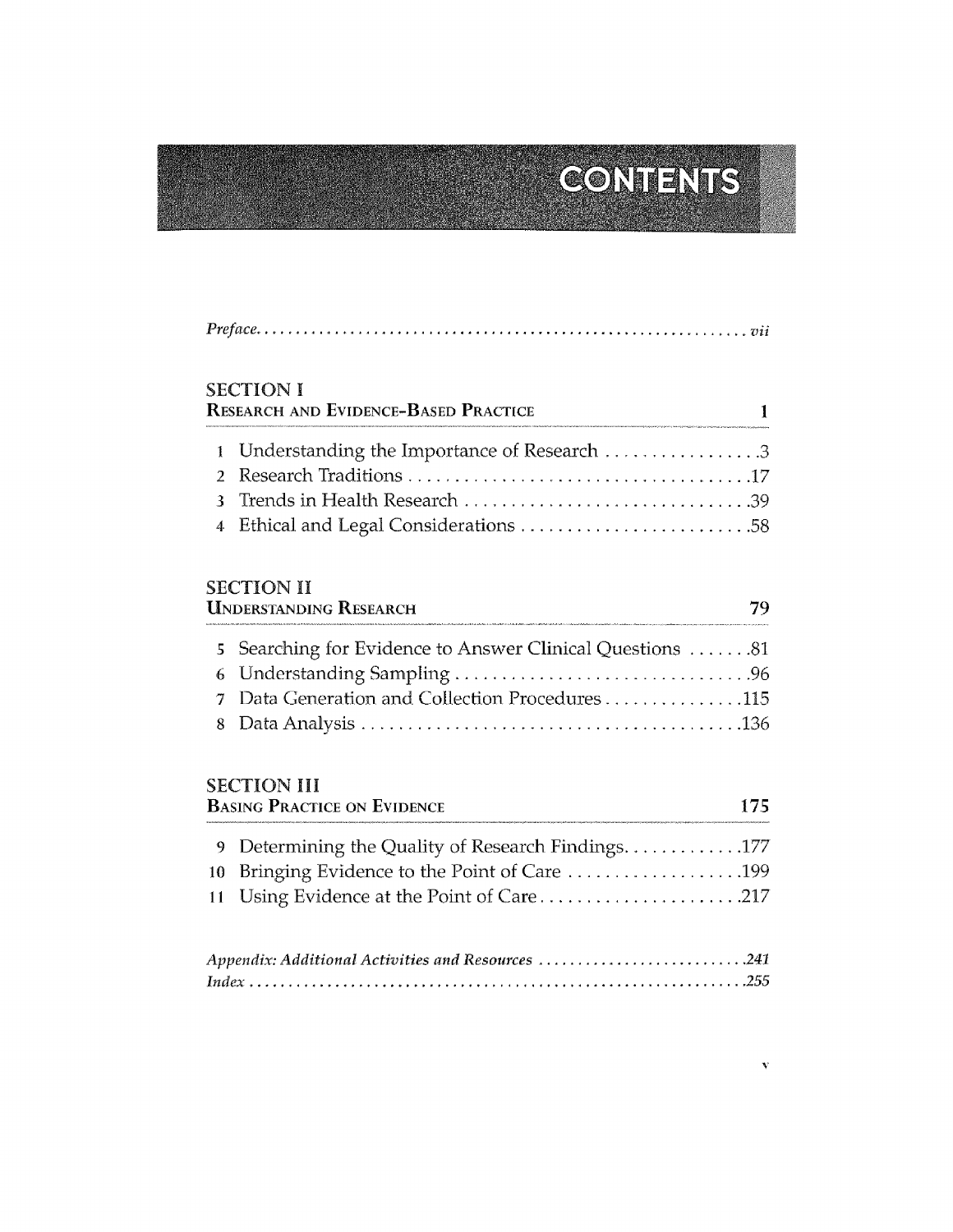# CONTENTS

*Preface* ........................................................... *vii*

## SECTION I
### Research and Evidence-Based Practice — 1

1. Understanding the Importance of Research .................3
2. Research Traditions .....................................17
3. Trends in Health Research ...............................39
4. Ethical and Legal Considerations .........................58

## SECTION II
### Understanding Research — 79

5. Searching for Evidence to Answer Clinical Questions .......81
6. Understanding Sampling ...................................96
7. Data Generation and Collection Procedures ...............115
8. Data Analysis ..........................................136

## SECTION III
### Basing Practice on Evidence — 175

9. Determining the Quality of Research Findings.............177
10. Bringing Evidence to the Point of Care ...................199
11. Using Evidence at the Point of Care......................217

*Appendix: Additional Activities and Resources* ..........................*241*

*Index* ...............................................................*255*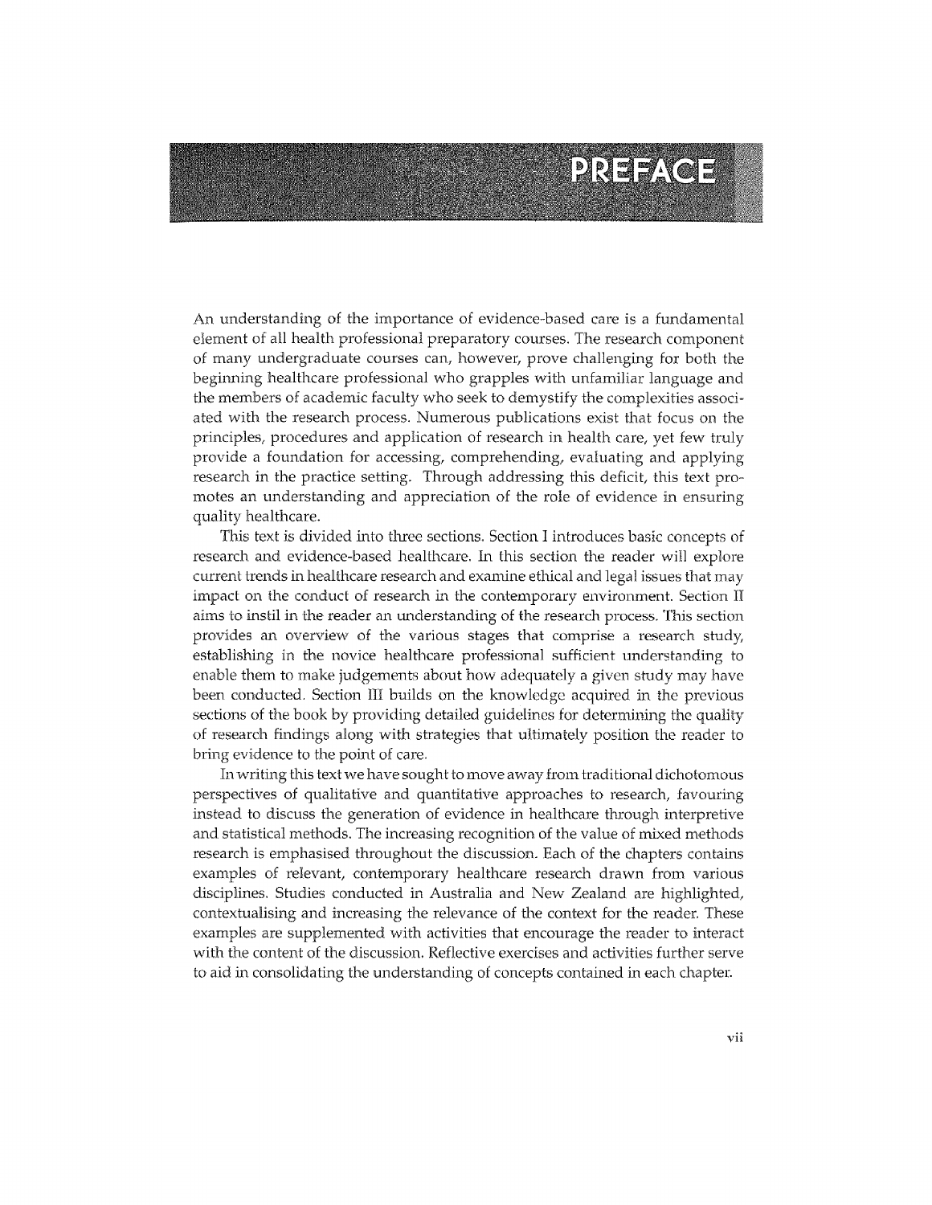# PREFACE

An understanding of the importance of evidence-based care is a fundamental element of all health professional preparatory courses. The research component of many undergraduate courses can, however, prove challenging for both the beginning healthcare professional who grapples with unfamiliar language and the members of academic faculty who seek to demystify the complexities associated with the research process. Numerous publications exist that focus on the principles, procedures and application of research in health care, yet few truly provide a foundation for accessing, comprehending, evaluating and applying research in the practice setting. Through addressing this deficit, this text promotes an understanding and appreciation of the role of evidence in ensuring quality healthcare.

This text is divided into three sections. Section I introduces basic concepts of research and evidence-based healthcare. In this section the reader will explore current trends in healthcare research and examine ethical and legal issues that may impact on the conduct of research in the contemporary environment. Section II aims to instil in the reader an understanding of the research process. This section provides an overview of the various stages that comprise a research study, establishing in the novice healthcare professional sufficient understanding to enable them to make judgements about how adequately a given study may have been conducted. Section III builds on the knowledge acquired in the previous sections of the book by providing detailed guidelines for determining the quality of research findings along with strategies that ultimately position the reader to bring evidence to the point of care.

In writing this text we have sought to move away from traditional dichotomous perspectives of qualitative and quantitative approaches to research, favouring instead to discuss the generation of evidence in healthcare through interpretive and statistical methods. The increasing recognition of the value of mixed methods research is emphasised throughout the discussion. Each of the chapters contains examples of relevant, contemporary healthcare research drawn from various disciplines. Studies conducted in Australia and New Zealand are highlighted, contextualising and increasing the relevance of the context for the reader. These examples are supplemented with activities that encourage the reader to interact with the content of the discussion. Reflective exercises and activities further serve to aid in consolidating the understanding of concepts contained in each chapter.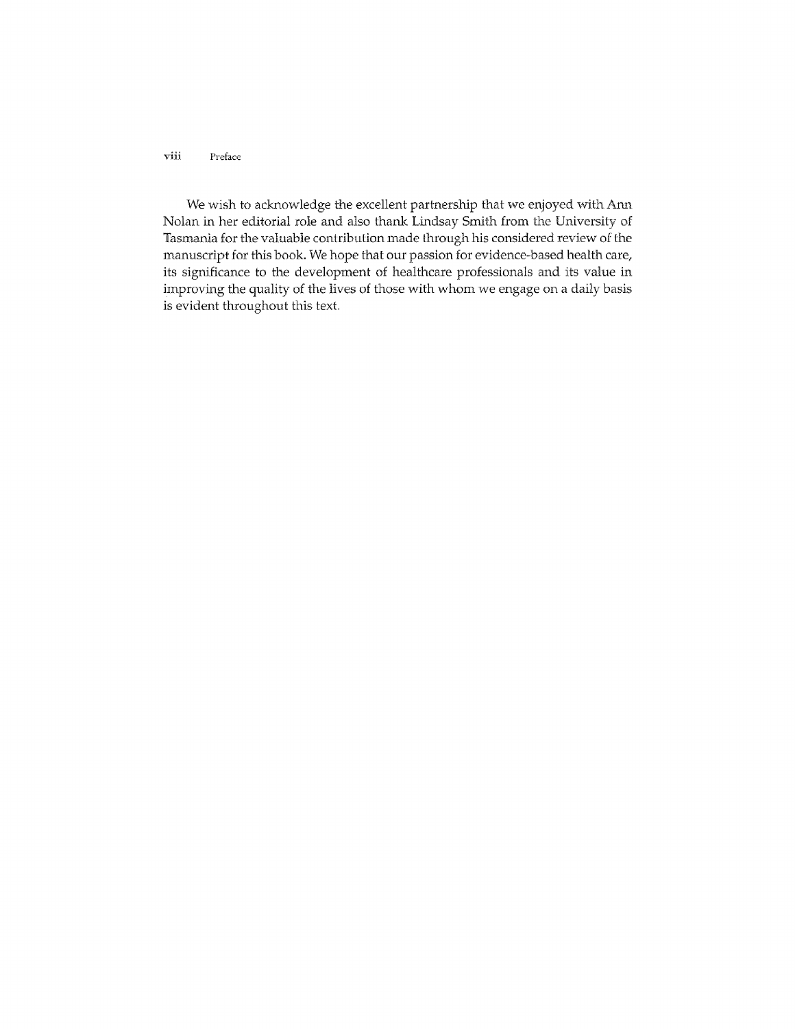We wish to acknowledge the excellent partnership that we enjoyed with Ann Nolan in her editorial role and also thank Lindsay Smith from the University of Tasmania for the valuable contribution made through his considered review of the manuscript for this book. We hope that our passion for evidence-based health care, its significance to the development of healthcare professionals and its value in improving the quality of the lives of those with whom we engage on a daily basis is evident throughout this text.